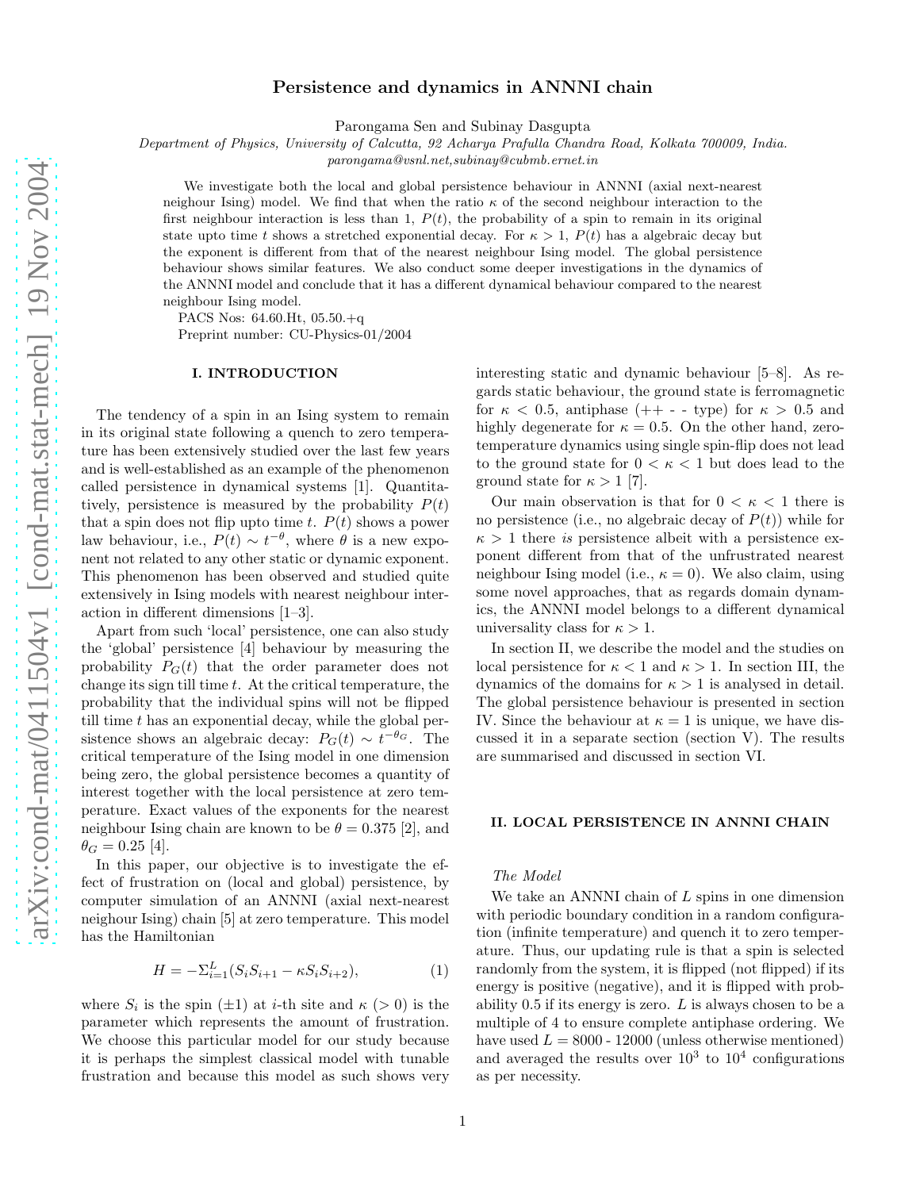# Persistence and dynamics in ANNNI chain

Parongama Sen and Subinay Dasgupta

*Department of Physics, University of Calcutta, 92 Acharya Prafulla Chandra Road, Kolkata 700009, India.*
*parongama@vsnl.net,subinay@cubmb.ernet.in*

We investigate both the local and global persistence behaviour in ANNNI (axial next-nearest neighour Ising) model. We find that when the ratio $\kappa$ of the second neighbour interaction to the first neighbour interaction is less than 1, $P(t)$, the probability of a spin to remain in its original state upto time $t$ shows a stretched exponential decay. For $\kappa > 1$, $P(t)$ has a algebraic decay but the exponent is different from that of the nearest neighbour Ising model. The global persistence behaviour shows similar features. We also conduct some deeper investigations in the dynamics of the ANNNI model and conclude that it has a different dynamical behaviour compared to the nearest neighbour Ising model.

PACS Nos: 64.60.Ht, 05.50.+q

Preprint number: CU-Physics-01/2004

## I. INTRODUCTION

The tendency of a spin in an Ising system to remain in its original state following a quench to zero temperature has been extensively studied over the last few years and is well-established as an example of the phenomenon called persistence in dynamical systems [1]. Quantitatively, persistence is measured by the probability $P(t)$ that a spin does not flip upto time $t$. $P(t)$ shows a power law behaviour, i.e., $P(t) \sim t^{-\theta}$, where $\theta$ is a new exponent not related to any other static or dynamic exponent. This phenomenon has been observed and studied quite extensively in Ising models with nearest neighbour interaction in different dimensions [1–3].

Apart from such 'local' persistence, one can also study the 'global' persistence [4] behaviour by measuring the probability $P_G(t)$ that the order parameter does not change its sign till time $t$. At the critical temperature, the probability that the individual spins will not be flipped till time $t$ has an exponential decay, while the global persistence shows an algebraic decay: $P_G(t) \sim t^{-\theta_G}$. The critical temperature of the Ising model in one dimension being zero, the global persistence becomes a quantity of interest together with the local persistence at zero temperature. Exact values of the exponents for the nearest neighbour Ising chain are known to be $\theta = 0.375$ [2], and $\theta_G = 0.25$ [4].

In this paper, our objective is to investigate the effect of frustration on (local and global) persistence, by computer simulation of an ANNNI (axial next-nearest neighour Ising) chain [5] at zero temperature. This model has the Hamiltonian

$$H = -\Sigma_{i=1}^{L}(S_iS_{i+1} - \kappa S_iS_{i+2}), \tag{1}$$

where $S_i$ is the spin ($\pm 1$) at $i$-th site and $\kappa$ ($> 0$) is the parameter which represents the amount of frustration. We choose this particular model for our study because it is perhaps the simplest classical model with tunable frustration and because this model as such shows very interesting static and dynamic behaviour [5–8]. As regards static behaviour, the ground state is ferromagnetic for $\kappa < 0.5$, antiphase (++ - - type) for $\kappa > 0.5$ and highly degenerate for $\kappa = 0.5$. On the other hand, zero-temperature dynamics using single spin-flip does not lead to the ground state for $0 < \kappa < 1$ but does lead to the ground state for $\kappa > 1$ [7].

Our main observation is that for $0 < \kappa < 1$ there is no persistence (i.e., no algebraic decay of $P(t)$) while for $\kappa > 1$ there *is* persistence albeit with a persistence exponent different from that of the unfrustrated nearest neighbour Ising model (i.e., $\kappa = 0$). We also claim, using some novel approaches, that as regards domain dynamics, the ANNNI model belongs to a different dynamical universality class for $\kappa > 1$.

In section II, we describe the model and the studies on local persistence for $\kappa < 1$ and $\kappa > 1$. In section III, the dynamics of the domains for $\kappa > 1$ is analysed in detail. The global persistence behaviour is presented in section IV. Since the behaviour at $\kappa = 1$ is unique, we have discussed it in a separate section (section V). The results are summarised and discussed in section VI.

## II. LOCAL PERSISTENCE IN ANNNI CHAIN

*The Model*

We take an ANNNI chain of $L$ spins in one dimension with periodic boundary condition in a random configuration (infinite temperature) and quench it to zero temperature. Thus, our updating rule is that a spin is selected randomly from the system, it is flipped (not flipped) if its energy is positive (negative), and it is flipped with probability 0.5 if its energy is zero. $L$ is always chosen to be a multiple of 4 to ensure complete antiphase ordering. We have used $L$ = 8000 - 12000 (unless otherwise mentioned) and averaged the results over $10^3$ to $10^4$ configurations as per necessity.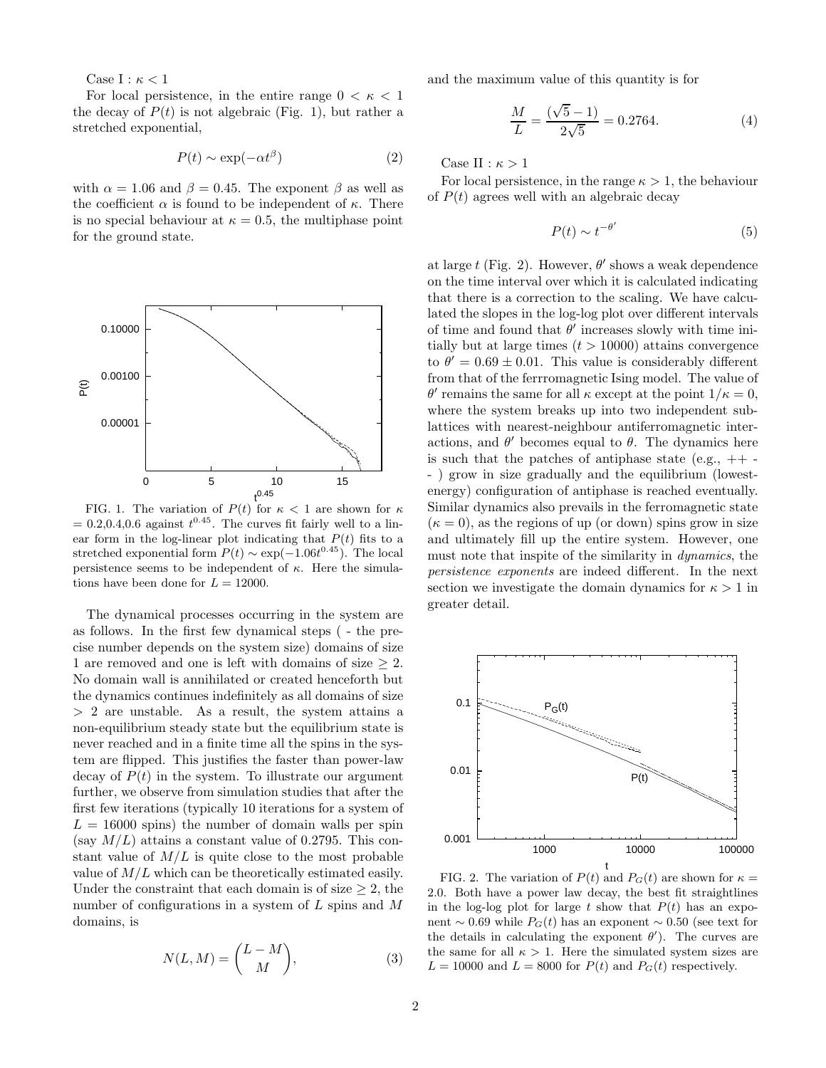Case I : $\kappa < 1$

For local persistence, in the entire range $0 < \kappa < 1$ the decay of $P(t)$ is not algebraic (Fig. 1), but rather a stretched exponential,

$$P(t) \sim \exp(-\alpha t^{\beta}) \tag{2}$$

with $\alpha = 1.06$ and $\beta = 0.45$. The exponent $\beta$ as well as the coefficient $\alpha$ is found to be independent of $\kappa$. There is no special behaviour at $\kappa = 0.5$, the multiphase point for the ground state.

FIG. 1. The variation of $P(t)$ for $\kappa < 1$ are shown for $\kappa = 0.2, 0.4, 0.6$ against $t^{0.45}$. The curves fit fairly well to a linear form in the log-linear plot indicating that $P(t)$ fits to a stretched exponential form $P(t) \sim \exp(-1.06t^{0.45})$. The local persistence seems to be independent of $\kappa$. Here the simulations have been done for $L = 12000$.

The dynamical processes occurring in the system are as follows. In the first few dynamical steps ( - the precise number depends on the system size) domains of size 1 are removed and one is left with domains of size $\geq 2$. No domain wall is annihilated or created henceforth but the dynamics continues indefinitely as all domains of size $> 2$ are unstable. As a result, the system attains a non-equilibrium steady state but the equilibrium state is never reached and in a finite time all the spins in the system are flipped. This justifies the faster than power-law decay of $P(t)$ in the system. To illustrate our argument further, we observe from simulation studies that after the first few iterations (typically 10 iterations for a system of $L = 16000$ spins) the number of domain walls per spin (say $M/L$) attains a constant value of 0.2795. This constant value of $M/L$ is quite close to the most probable value of $M/L$ which can be theoretically estimated easily. Under the constraint that each domain is of size $\geq 2$, the number of configurations in a system of $L$ spins and $M$ domains, is

$$N(L, M) = \binom{L - M}{M}, \tag{3}$$

and the maximum value of this quantity is for

$$\frac{M}{L} = \frac{(\sqrt{5} - 1)}{2\sqrt{5}} = 0.2764. \tag{4}$$

Case II : $\kappa > 1$

For local persistence, in the range $\kappa > 1$, the behaviour of $P(t)$ agrees well with an algebraic decay

$$P(t) \sim t^{-\theta'} \tag{5}$$

at large $t$ (Fig. 2). However, $\theta'$ shows a weak dependence on the time interval over which it is calculated indicating that there is a correction to the scaling. We have calculated the slopes in the log-log plot over different intervals of time and found that $\theta'$ increases slowly with time initially but at large times ($t > 10000$) attains convergence to $\theta' = 0.69 \pm 0.01$. This value is considerably different from that of the ferrromagnetic Ising model. The value of $\theta'$ remains the same for all $\kappa$ except at the point $1/\kappa = 0$, where the system breaks up into two independent sublattices with nearest-neighbour antiferromagnetic interactions, and $\theta'$ becomes equal to $\theta$. The dynamics here is such that the patches of antiphase state (e.g., ++ - - ) grow in size gradually and the equilibrium (lowest-energy) configuration of antiphase is reached eventually. Similar dynamics also prevails in the ferromagnetic state ($\kappa = 0$), as the regions of up (or down) spins grow in size and ultimately fill up the entire system. However, one must note that inspite of the similarity in *dynamics*, the *persistence exponents* are indeed different. In the next section we investigate the domain dynamics for $\kappa > 1$ in greater detail.

FIG. 2. The variation of $P(t)$ and $P_G(t)$ are shown for $\kappa = 2.0$. Both have a power law decay, the best fit straightlines in the log-log plot for large $t$ show that $P(t)$ has an exponent $\sim 0.69$ while $P_G(t)$ has an exponent $\sim 0.50$ (see text for the details in calculating the exponent $\theta'$). The curves are the same for all $\kappa > 1$. Here the simulated system sizes are $L = 10000$ and $L = 8000$ for $P(t)$ and $P_G(t)$ respectively.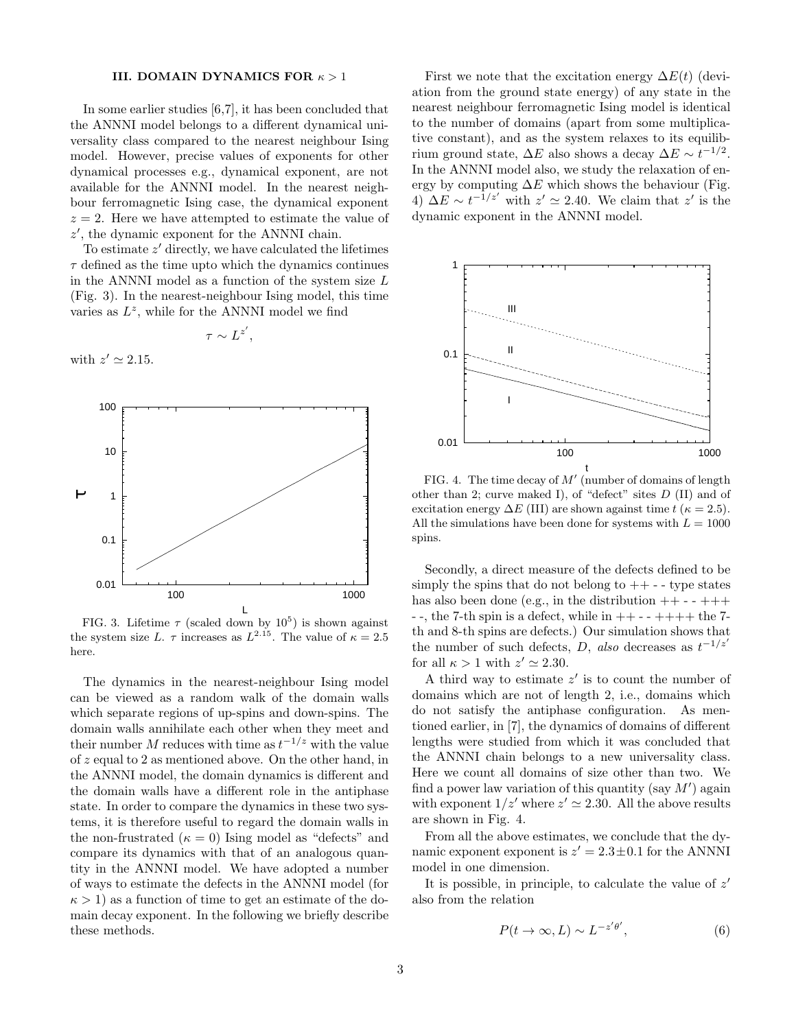### III. DOMAIN DYNAMICS FOR $\kappa > 1$

In some earlier studies [6,7], it has been concluded that the ANNNI model belongs to a different dynamical universality class compared to the nearest neighbour Ising model. However, precise values of exponents for other dynamical processes e.g., dynamical exponent, are not available for the ANNNI model. In the nearest neighbour ferromagnetic Ising case, the dynamical exponent $z = 2$. Here we have attempted to estimate the value of $z'$, the dynamic exponent for the ANNNI chain.

To estimate $z'$ directly, we have calculated the lifetimes $\tau$ defined as the time upto which the dynamics continues in the ANNNI model as a function of the system size $L$ (Fig. 3). In the nearest-neighbour Ising model, this time varies as $L^z$, while for the ANNNI model we find

$$\tau \sim L^{z'},$$

with $z' \simeq 2.15$.

FIG. 3. Lifetime $\tau$ (scaled down by $10^5$) is shown against the system size $L$. $\tau$ increases as $L^{2.15}$. The value of $\kappa = 2.5$ here.

The dynamics in the nearest-neighbour Ising model can be viewed as a random walk of the domain walls which separate regions of up-spins and down-spins. The domain walls annihilate each other when they meet and their number $M$ reduces with time as $t^{-1/z}$ with the value of $z$ equal to 2 as mentioned above. On the other hand, in the ANNNI model, the domain dynamics is different and the domain walls have a different role in the antiphase state. In order to compare the dynamics in these two systems, it is therefore useful to regard the domain walls in the non-frustrated ($\kappa = 0$) Ising model as "defects" and compare its dynamics with that of an analogous quantity in the ANNNI model. We have adopted a number of ways to estimate the defects in the ANNNI model (for $\kappa > 1$) as a function of time to get an estimate of the domain decay exponent. In the following we briefly describe these methods.

First we note that the excitation energy $\Delta E(t)$ (deviation from the ground state energy) of any state in the nearest neighbour ferromagnetic Ising model is identical to the number of domains (apart from some multiplicative constant), and as the system relaxes to its equilibrium ground state, $\Delta E$ also shows a decay $\Delta E \sim t^{-1/2}$. In the ANNNI model also, we study the relaxation of energy by computing $\Delta E$ which shows the behaviour (Fig. 4) $\Delta E \sim t^{-1/z'}$ with $z' \simeq 2.40$. We claim that $z'$ is the dynamic exponent in the ANNNI model.

FIG. 4. The time decay of $M'$ (number of domains of length other than 2; curve maked I), of "defect" sites $D$ (II) and of excitation energy $\Delta E$ (III) are shown against time $t$ ($\kappa = 2.5$). All the simulations have been done for systems with $L = 1000$ spins.

Secondly, a direct measure of the defects defined to be simply the spins that do not belong to ++ - - type states has also been done (e.g., in the distribution ++ - - +++ - -, the 7-th spin is a defect, while in ++ - - ++++ the 7-th and 8-th spins are defects.) Our simulation shows that the number of such defects, $D$, *also* decreases as $t^{-1/z'}$ for all $\kappa > 1$ with $z' \simeq 2.30$.

A third way to estimate $z'$ is to count the number of domains which are not of length 2, i.e., domains which do not satisfy the antiphase configuration. As mentioned earlier, in [7], the dynamics of domains of different lengths were studied from which it was concluded that the ANNNI chain belongs to a new universality class. Here we count all domains of size other than two. We find a power law variation of this quantity (say $M'$) again with exponent $1/z'$ where $z' \simeq 2.30$. All the above results are shown in Fig. 4.

From all the above estimates, we conclude that the dynamic exponent exponent is $z' = 2.3 \pm 0.1$ for the ANNNI model in one dimension.

It is possible, in principle, to calculate the value of $z'$ also from the relation

$$P(t \to \infty, L) \sim L^{-z'\theta'}, \tag{6}$$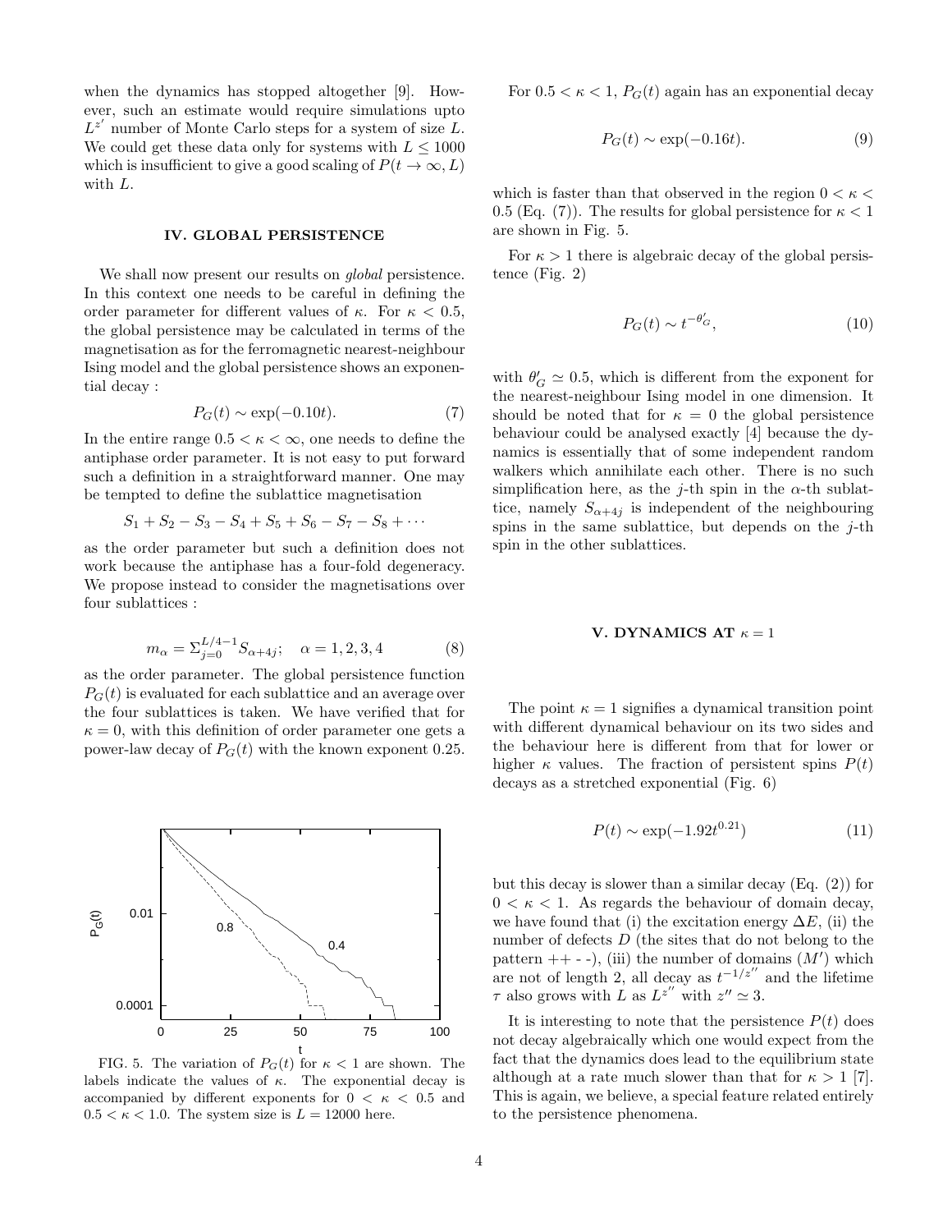when the dynamics has stopped altogether [9]. However, such an estimate would require simulations upto $L^{z'}$ number of Monte Carlo steps for a system of size $L$. We could get these data only for systems with $L \leq 1000$ which is insufficient to give a good scaling of $P(t \to \infty, L)$ with $L$.

## IV. GLOBAL PERSISTENCE

We shall now present our results on *global* persistence. In this context one needs to be careful in defining the order parameter for different values of $\kappa$. For $\kappa < 0.5$, the global persistence may be calculated in terms of the magnetisation as for the ferromagnetic nearest-neighbour Ising model and the global persistence shows an exponential decay :

$$P_G(t) \sim \exp(-0.10t). \tag{7}$$

In the entire range $0.5 < \kappa < \infty$, one needs to define the antiphase order parameter. It is not easy to put forward such a definition in a straightforward manner. One may be tempted to define the sublattice magnetisation

$$S_1 + S_2 - S_3 - S_4 + S_5 + S_6 - S_7 - S_8 + \cdots$$

as the order parameter but such a definition does not work because the antiphase has a four-fold degeneracy. We propose instead to consider the magnetisations over four sublattices :

$$m_\alpha = \Sigma_{j=0}^{L/4-1} S_{\alpha+4j}; \quad \alpha = 1, 2, 3, 4 \tag{8}$$

as the order parameter. The global persistence function $P_G(t)$ is evaluated for each sublattice and an average over the four sublattices is taken. We have verified that for $\kappa = 0$, with this definition of order parameter one gets a power-law decay of $P_G(t)$ with the known exponent 0.25.

FIG. 5. The variation of $P_G(t)$ for $\kappa < 1$ are shown. The labels indicate the values of $\kappa$. The exponential decay is accompanied by different exponents for $0 < \kappa < 0.5$ and $0.5 < \kappa < 1.0$. The system size is $L = 12000$ here.

For $0.5 < \kappa < 1$, $P_G(t)$ again has an exponential decay

$$P_G(t) \sim \exp(-0.16t). \tag{9}$$

which is faster than that observed in the region $0 < \kappa < 0.5$ (Eq. (7)). The results for global persistence for $\kappa < 1$ are shown in Fig. 5.

For $\kappa > 1$ there is algebraic decay of the global persistence (Fig. 2)

$$P_G(t) \sim t^{-\theta'_G}, \tag{10}$$

with $\theta'_G \simeq 0.5$, which is different from the exponent for the nearest-neighbour Ising model in one dimension. It should be noted that for $\kappa = 0$ the global persistence behaviour could be analysed exactly [4] because the dynamics is essentially that of some independent random walkers which annihilate each other. There is no such simplification here, as the $j$-th spin in the $\alpha$-th sublattice, namely $S_{\alpha+4j}$ is independent of the neighbouring spins in the same sublattice, but depends on the $j$-th spin in the other sublattices.

## V. DYNAMICS AT $\kappa = 1$

The point $\kappa = 1$ signifies a dynamical transition point with different dynamical behaviour on its two sides and the behaviour here is different from that for lower or higher $\kappa$ values. The fraction of persistent spins $P(t)$ decays as a stretched exponential (Fig. 6)

$$P(t) \sim \exp(-1.92t^{0.21}) \tag{11}$$

but this decay is slower than a similar decay (Eq. (2)) for $0 < \kappa < 1$. As regards the behaviour of domain decay, we have found that (i) the excitation energy $\Delta E$, (ii) the number of defects $D$ (the sites that do not belong to the pattern ++ - -), (iii) the number of domains ($M'$) which are not of length 2, all decay as $t^{-1/z''}$ and the lifetime $\tau$ also grows with $L$ as $L^{z''}$ with $z'' \simeq 3$.

It is interesting to note that the persistence $P(t)$ does not decay algebraically which one would expect from the fact that the dynamics does lead to the equilibrium state although at a rate much slower than that for $\kappa > 1$ [7]. This is again, we believe, a special feature related entirely to the persistence phenomena.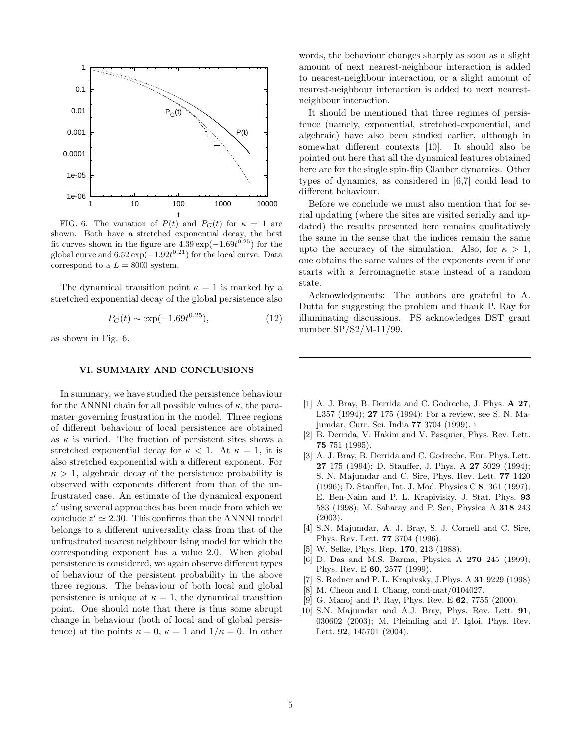1

0.1

0.01

0.001

0.0001

1e-05

1e-06

1 10 100 1000 10000

t

$P_G(t)$

P(t)

FIG. 6. The variation of $P(t)$ and $P_G(t)$ for $\kappa = 1$ are shown. Both have a stretched exponential decay, the best fit curves shown in the figure are $4.39 \exp(-1.69t^{0.25})$ for the global curve and $6.52 \exp(-1.92t^{0.21})$ for the local curve. Data correspond to a $L = 8000$ system.

The dynamical transition point $\kappa = 1$ is marked by a stretched exponential decay of the global persistence also

$$P_G(t) \sim \exp(-1.69t^{0.25}), \tag{12}$$

as shown in Fig. 6.

## VI. SUMMARY AND CONCLUSIONS

In summary, we have studied the persistence behaviour for the ANNNI chain for all possible values of $\kappa$, the paramater governing frustration in the model. Three regions of different behaviour of local persistence are obtained as $\kappa$ is varied. The fraction of persistent sites shows a stretched exponential decay for $\kappa < 1$. At $\kappa = 1$, it is also stretched exponential with a different exponent. For $\kappa > 1$, algebraic decay of the persistence probability is observed with exponents different from that of the unfrustrated case. An estimate of the dynamical exponent $z'$ using several approaches has been made from which we conclude $z' \simeq 2.30$. This confirms that the ANNNI model belongs to a different universality class from that of the unfrustrated nearest neighbour Ising model for which the corresponding exponent has a value 2.0. When global persistence is considered, we again observe different types of behaviour of the persistent probability in the above three regions. The behaviour of both local and global persistence is unique at $\kappa = 1$, the dynamical transition point. One should note that there is thus some abrupt change in behaviour (both of local and of global persistence) at the points $\kappa = 0$, $\kappa = 1$ and $1/\kappa = 0$. In other words, the behaviour changes sharply as soon as a slight amount of next nearest-neighbour interaction is added to nearest-neighbour interaction, or a slight amount of nearest-neighbour interaction is added to next nearest-neighbour interaction.

It should be mentioned that three regimes of persistence (namely, exponential, stretched-exponential, and algebraic) have also been studied earlier, although in somewhat different contexts [10]. It should also be pointed out here that all the dynamical features obtained here are for the single spin-flip Glauber dynamics. Other types of dynamics, as considered in [6,7] could lead to different behaviour.

Before we conclude we must also mention that for serial updating (where the sites are visited serially and updated) the results presented here remains qualitatively the same in the sense that the indices remain the same upto the accuracy of the simulation. Also, for $\kappa > 1$, one obtains the same values of the exponents even if one starts with a ferromagnetic state instead of a random state.

Acknowledgments: The authors are grateful to A. Dutta for suggesting the problem and thank P. Ray for illuminating discussions. PS acknowledges DST grant number SP/S2/M-11/99.

---

[1] A. J. Bray, B. Derrida and C. Godreche, J. Phys. **A 27**, L357 (1994); **27** 175 (1994); For a review, see S. N. Majumdar, Curr. Sci. India **77** 3704 (1999). i

[2] B. Derrida, V. Hakim and V. Pasquier, Phys. Rev. Lett. **75** 751 (1995).

[3] A. J. Bray, B. Derrida and C. Godreche, Eur. Phys. Lett. **27** 175 (1994); D. Stauffer, J. Phys. A **27** 5029 (1994); S. N. Majumdar and C. Sire, Phys. Rev. Lett. **77** 1420 (1996); D. Stauffer, Int. J. Mod. Physics C **8** 361 (1997); E. Ben-Naim and P. L. Krapivisky, J. Stat. Phys. **93** 583 (1998); M. Saharay and P. Sen, Physica A **318** 243 (2003).

[4] S.N. Majumdar, A. J. Bray, S. J. Cornell and C. Sire, Phys. Rev. Lett. **77** 3704 (1996).

[5] W. Selke, Phys. Rep. **170**, 213 (1988).

[6] D. Das and M.S. Barma, Physica A **270** 245 (1999); Phys. Rev. E **60**, 2577 (1999).

[7] S. Redner and P. L. Krapivsky, J.Phys. A **31** 9229 (1998)

[8] M. Cheon and I. Chang, cond-mat/0104027.

[9] G. Manoj and P. Ray, Phys. Rev. E **62**, 7755 (2000).

[10] S.N. Majumdar and A.J. Bray, Phys. Rev. Lett. **91**, 030602 (2003); M. Pleimling and F. Igloi, Phys. Rev. Lett. **92**, 145701 (2004).